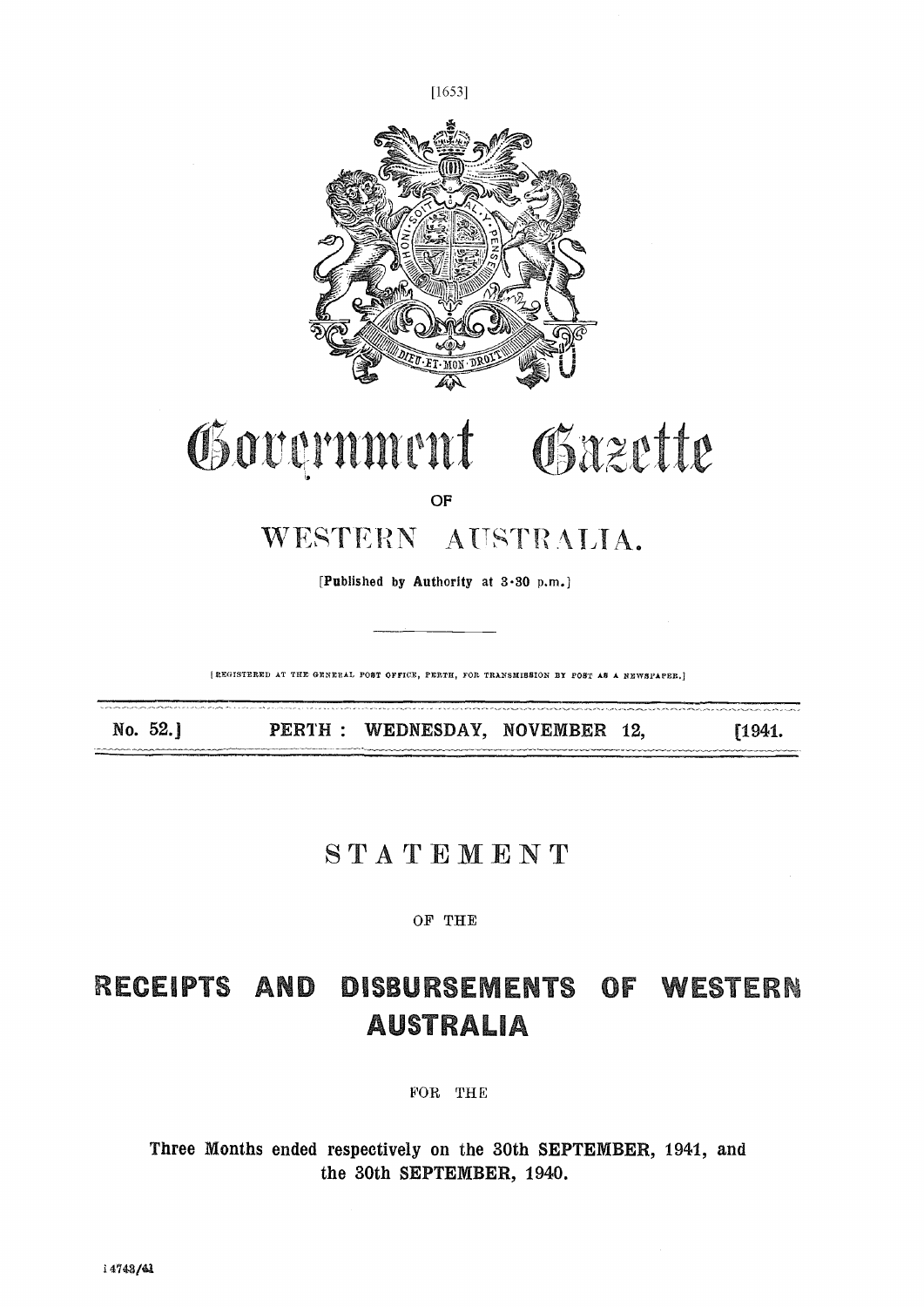# Government Gazette

OF

# WESTERN AUSTRALIA.

[Published by Authority at 3·30 p.m.]

[REGISTERED AT THE GENERAL POST OFFICE, PERTH, FOR TRANSMISSION BY POST AS A NEWSPAPER.]

No. 52.] PERTH: WEDNESDAY, NOVEMBER 12, [1941.

## STATEMENT

OF THE

# RECEIPTS AND DISBURSEMENTS OF WESTERN AUSTRALIA

FOR THE

**Three Months ended respectively on the 30th SEPTEMBER, 1941, and the 30th SEPTEMBER, 1940.**

14743/41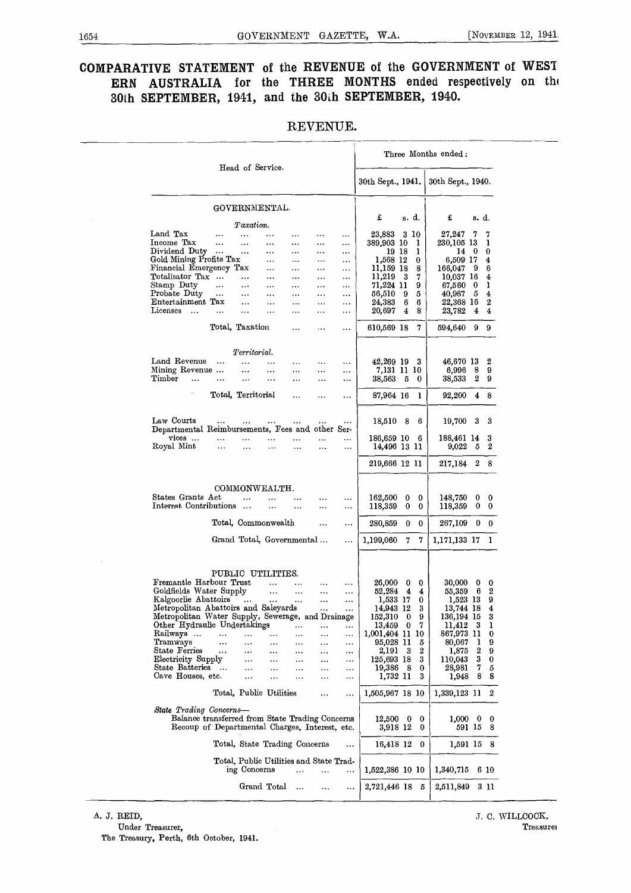# COMPARATIVE STATEMENT of the REVENUE of the GOVERNMENT of WESTERN AUSTRALIA for the THREE MONTHS ended respectively on the 30th SEPTEMBER, 1941, and the 30th SEPTEMBER, 1940.

## REVENUE.

| Head of Service. | Three Months ended: 30th Sept., 1941. | 30th Sept., 1940. |
|---|---|---|
| **GOVERNMENTAL.** | £ s. d. | £ s. d. |
| *Taxation.* | | |
| Land Tax | 23,883 3 10 | 27,247 7 7 |
| Income Tax | 389,903 10 1 | 230,105 13 1 |
| Dividend Duty | 19 18 1 | 14 0 0 |
| Gold Mining Profits Tax | 1,568 12 0 | 6,509 17 4 |
| Financial Emergency Tax | 11,159 18 8 | 166,047 9 6 |
| Totalisator Tax | 11,219 3 7 | 10,037 16 4 |
| Stamp Duty | 71,224 11 9 | 67,560 0 1 |
| Probate Duty | 56,510 9 5 | 40,967 5 4 |
| Entertainment Tax | 24,383 6 6 | 22,368 16 2 |
| Licenses | 20,697 4 8 | 23,782 4 4 |
| Total, Taxation | 610,569 18 7 | 594,640 9 9 |
| *Territorial.* | | |
| Land Revenue | 42,269 19 3 | 46,670 13 2 |
| Mining Revenue | 7,131 11 10 | 6,996 8 9 |
| Timber | 38,563 5 0 | 38,533 2 9 |
| Total, Territorial | 87,964 16 1 | 92,200 4 8 |
| Law Courts | 18,510 8 6 | 19,700 3 3 |
| Departmental Reimbursements, Fees and other Services | 186,659 10 6 | 188,461 14 3 |
| Royal Mint | 14,496 13 11 | 9,022 5 2 |
| | 219,666 12 11 | 217,184 2 8 |
| **COMMONWEALTH.** | | |
| States Grants Act | 162,500 0 0 | 148,750 0 0 |
| Interest Contributions | 118,359 0 0 | 118,359 0 0 |
| Total, Commonwealth | 280,859 0 0 | 267,109 0 0 |
| Grand Total, Governmental | 1,199,060 7 7 | 1,171,133 17 1 |
| **PUBLIC UTILITIES.** | | |
| Fremantle Harbour Trust | 26,000 0 0 | 30,000 0 0 |
| Goldfields Water Supply | 52,284 4 4 | 55,359 6 2 |
| Kalgoorlie Abattoirs | 1,533 17 0 | 1,523 13 9 |
| Metropolitan Abattoirs and Saleyards | 14,943 12 3 | 13,744 18 4 |
| Metropolitan Water Supply, Sewerage, and Drainage | 152,310 0 9 | 136,194 15 3 |
| Other Hydraulic Undertakings | 13,459 0 7 | 11,412 3 1 |
| Railways | 1,001,404 11 10 | 867,973 11 0 |
| Tramways | 95,028 11 5 | 80,067 1 9 |
| State Ferries | 2,191 3 2 | 1,875 2 9 |
| Electricity Supply | 125,693 18 3 | 110,043 3 0 |
| State Batteries | 19,386 8 0 | 28,981 7 5 |
| Cave Houses, etc. | 1,732 11 3 | 1,948 8 8 |
| Total, Public Utilities | 1,505,967 18 10 | 1,339,123 11 2 |
| *State Trading Concerns—* | | |
| Balance transferred from State Trading Concerns | 12,500 0 0 | 1,000 0 0 |
| Recoup of Departmental Charges, Interest, etc. | 3,918 12 0 | 591 15 8 |
| Total, State Trading Concerns | 16,418 12 0 | 1,591 15 8 |
| Total, Public Utilities and State Trading Concerns | 1,522,386 10 10 | 1,340,715 6 10 |
| Grand Total | 2,721,446 18 5 | 2,511,849 3 11 |

A. J. REID,
Under Treasurer,
The Treasury, Perth, 6th October, 1941.

J. C. WILLCOCK,
Treasurer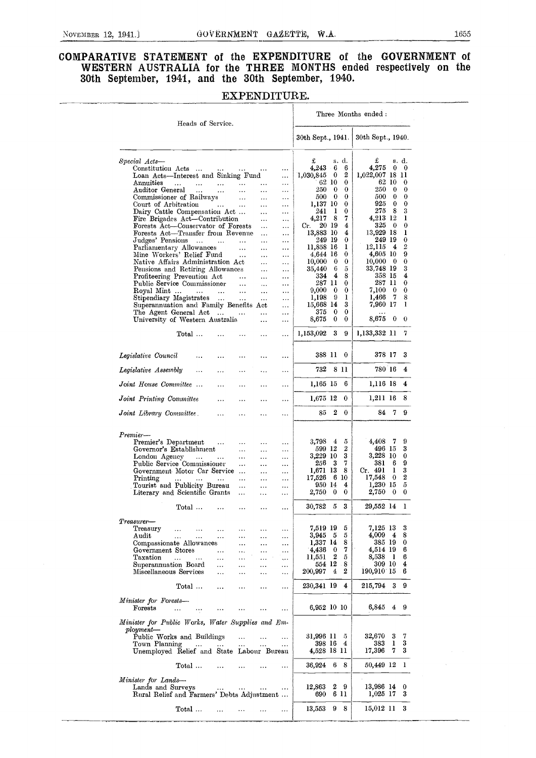# COMPARATIVE STATEMENT of the EXPENDITURE of the GOVERNMENT of WESTERN AUSTRALIA for the THREE MONTHS ended respectively on the 30th September, 1941, and the 30th September, 1940.

## EXPENDITURE.

| Heads of Service. | Three Months ended : 30th Sept., 1941. | 30th Sept., 1940. |
|---|---|---|
| | £ s. d. | £ s. d. |
| *Special Acts—* | | |
| Constitution Acts ... | 4,243 6 6 | 4,275 0 0 |
| Loan Acts—Interest and Sinking Fund ... | 1,030,845 0 2 | 1,022,007 18 11 |
| Annuities ... | 62 10 0 | 62 10 0 |
| Auditor General ... | 250 0 0 | 250 0 0 |
| Commissioner of Railways ... | 500 0 0 | 500 0 0 |
| Court of Arbitration ... | 1,137 10 0 | 925 0 0 |
| Dairy Cattle Compensation Act ... | 241 1 0 | 275 8 3 |
| Fire Brigades Act—Contribution ... | 4,217 8 7 | 4,213 12 1 |
| Forests Act—Conservator of Forests ... | Cr. 20 19 4 | 325 0 0 |
| Forests Act—Transfer from Revenue ... | 13,883 10 4 | 13,929 18 1 |
| Judges' Pensions ... | 249 19 0 | 249 19 0 |
| Parliamentary Allowances ... | 11,858 16 1 | 12,115 4 2 |
| Mine Workers' Relief Fund ... | 4,644 16 0 | 4,605 10 9 |
| Native Affairs Administration Act ... | 10,000 0 0 | 10,000 0 0 |
| Pensions and Retiring Allowances ... | 35,440 6 5 | 33,748 19 3 |
| Profiteering Prevention Act ... | 334 4 8 | 358 15 4 |
| Public Service Commissioner ... | 287 11 0 | 287 11 0 |
| Royal Mint ... | 9,000 0 0 | 7,100 0 0 |
| Stipendiary Magistrates ... | 1,198 9 1 | 1,466 7 8 |
| Superannuation and Family Benefits Act ... | 15,668 14 3 | 7,960 17 1 |
| The Agent General Act ... | 375 0 0 | ... |
| University of Western Australia ... | 8,675 0 0 | 8,675 0 0 |
| Total ... | 1,153,092 3 9 | 1,133,332 11 7 |
| *Legislative Council* ... | 388 11 0 | 378 17 3 |
| *Legislative Assembly* ... | 732 8 11 | 780 16 4 |
| *Joint House Committee* ... | 1,165 15 6 | 1,116 18 4 |
| *Joint Printing Committee* ... | 1,675 12 0 | 1,211 16 8 |
| *Joint Library Committee* ... | 85 2 0 | 84 7 9 |
| *Premier—* | | |
| Premier's Department ... | 3,798 4 5 | 4,408 7 9 |
| Governor's Establishment ... | 599 12 2 | 496 15 3 |
| London Agency ... | 3,229 10 3 | 3,228 10 0 |
| Public Service Commissioner ... | 256 3 7 | 381 6 9 |
| Government Motor Car Service ... | 1,671 13 8 | Cr. 491 1 3 |
| Printing ... | 17,526 6 10 | 17,548 0 2 |
| Tourist and Publicity Bureau ... | 950 14 4 | 1,230 15 5 |
| Literary and Scientific Grants ... | 2,750 0 0 | 2,750 0 0 |
| Total ... | 30,782 5 3 | 29,552 14 1 |
| *Treasurer—* | | |
| Treasury ... | 7,519 19 5 | 7,125 13 3 |
| Audit ... | 3,945 5 5 | 4,009 4 8 |
| Compassionate Allowances ... | 1,337 14 8 | 385 19 0 |
| Government Stores ... | 4,436 0 7 | 4,514 19 6 |
| Taxation ... | 11,551 2 5 | 8,538 1 6 |
| Superannuation Board ... | 554 12 8 | 309 10 4 |
| Miscellaneous Services ... | 200,997 4 2 | 190,910 15 6 |
| Total ... | 230,341 19 4 | 215,794 3 9 |
| *Minister for Forests—* | | |
| Forests ... | 6,952 10 10 | 6,845 4 9 |
| *Minister for Public Works, Water Supplies and Employment—* | | |
| Public Works and Buildings ... | 31,996 11 5 | 32,670 3 7 |
| Town Planning ... | 398 16 4 | 383 1 3 |
| Unemployed Relief and State Labour Bureau | 4,528 18 11 | 17,396 7 3 |
| Total ... | 36,924 6 8 | 50,449 12 1 |
| *Minister for Lands—* | | |
| Lands and Surveys ... | 12,863 2 9 | 13,986 14 0 |
| Rural Relief and Farmers' Debts Adjustment ... | 690 6 11 | 1,025 17 3 |
| Total ... | 13,553 9 8 | 15,012 11 3 |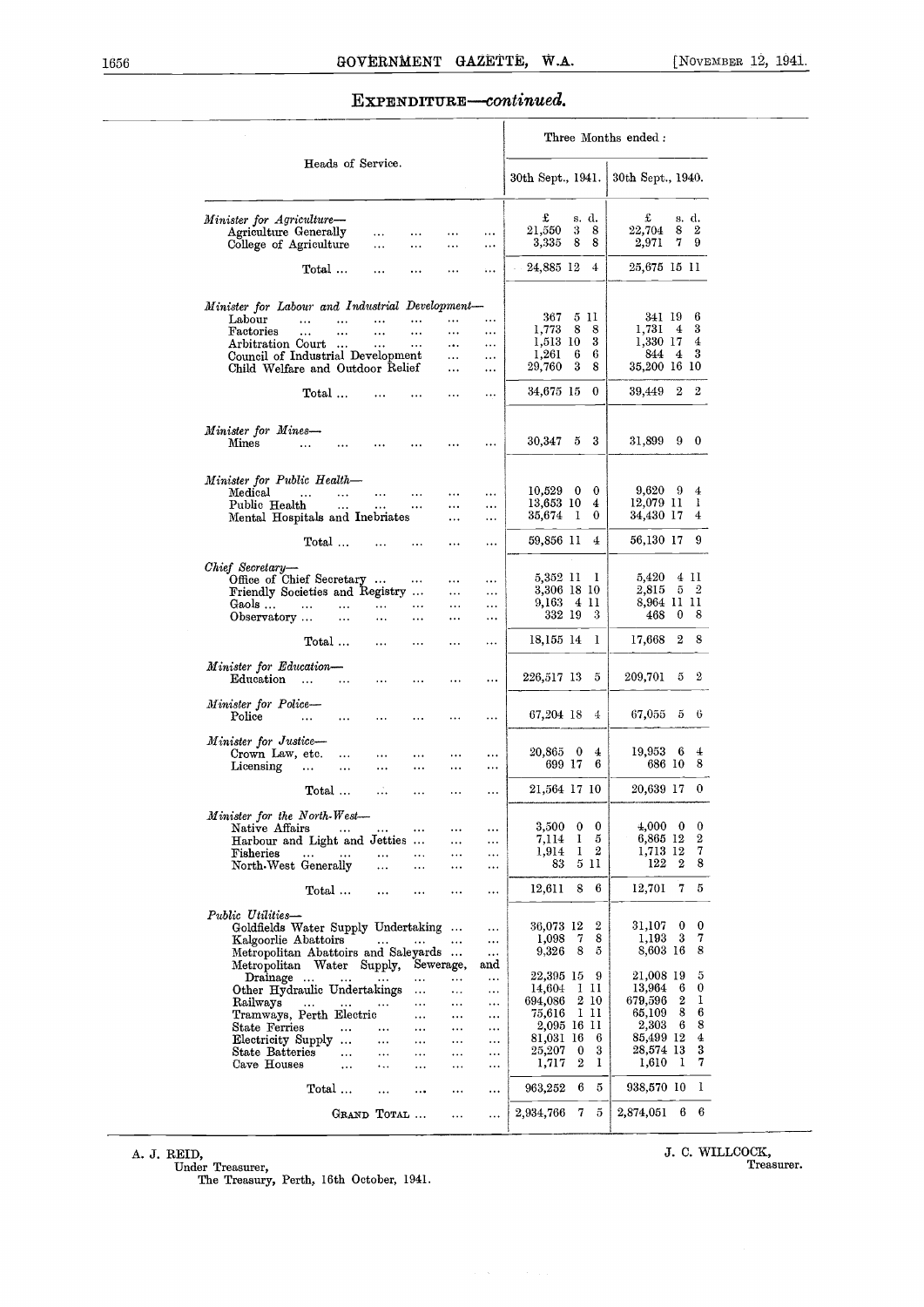## EXPENDITURE—*continued.*

| Heads of Service. | Three Months ended : 30th Sept., 1941. | 30th Sept., 1940. |
|---|---|---|
| | £ s. d. | £ s. d. |
| *Minister for Agriculture—* | | |
| Agriculture Generally | 21,550 3 8 | 22,704 8 2 |
| College of Agriculture | 3,335 8 8 | 2,971 7 9 |
| Total ... | 24,885 12 4 | 25,675 15 11 |
| *Minister for Labour and Industrial Development—* | | |
| Labour | 367 5 11 | 341 19 6 |
| Factories | 1,773 8 8 | 1,731 4 3 |
| Arbitration Court | 1,513 10 3 | 1,330 17 4 |
| Council of Industrial Development | 1,261 6 6 | 844 4 3 |
| Child Welfare and Outdoor Relief | 29,760 3 8 | 35,200 16 10 |
| Total ... | 34,675 15 0 | 39,449 2 2 |
| *Minister for Mines—* | | |
| Mines | 30,347 5 3 | 31,899 9 0 |
| *Minister for Public Health—* | | |
| Medical | 10,529 0 0 | 9,620 9 4 |
| Public Health | 13,653 10 4 | 12,079 11 1 |
| Mental Hospitals and Inebriates | 35,674 1 0 | 34,430 17 4 |
| Total ... | 59,856 11 4 | 56,130 17 9 |
| *Chief Secretary—* | | |
| Office of Chief Secretary | 5,352 11 1 | 5,420 4 11 |
| Friendly Societies and Registry | 3,306 18 10 | 2,815 5 2 |
| Gaols | 9,163 4 11 | 8,964 11 11 |
| Observatory | 332 19 3 | 468 0 8 |
| Total ... | 18,155 14 1 | 17,668 2 8 |
| *Minister for Education—* | | |
| Education | 226,517 13 5 | 209,701 5 2 |
| *Minister for Police—* | | |
| Police | 67,204 18 4 | 67,055 5 6 |
| *Minister for Justice—* | | |
| Crown Law, etc. | 20,865 0 4 | 19,953 6 4 |
| Licensing | 699 17 6 | 686 10 8 |
| Total ... | 21,564 17 10 | 20,639 17 0 |
| *Minister for the North-West—* | | |
| Native Affairs | 3,500 0 0 | 4,000 0 0 |
| Harbour and Light and Jetties | 7,114 1 5 | 6,865 12 2 |
| Fisheries | 1,914 1 2 | 1,713 12 7 |
| North-West Generally | 83 5 11 | 122 2 8 |
| Total ... | 12,611 8 6 | 12,701 7 5 |
| *Public Utilities—* | | |
| Goldfields Water Supply Undertaking | 36,073 12 2 | 31,107 0 0 |
| Kalgoorlie Abattoirs | 1,098 7 8 | 1,193 3 7 |
| Metropolitan Abattoirs and Saleyards | 9,326 8 5 | 8,603 16 8 |
| Metropolitan Water Supply, Sewerage, and Drainage | 22,395 15 9 | 21,008 19 5 |
| Other Hydraulic Undertakings | 14,604 1 11 | 13,964 6 0 |
| Railways | 694,086 2 10 | 679,596 2 1 |
| Tramways, Perth Electric | 75,616 1 11 | 65,109 8 6 |
| State Ferries | 2,095 16 11 | 2,303 6 8 |
| Electricity Supply | 81,031 16 6 | 85,499 12 4 |
| State Batteries | 25,207 0 3 | 28,574 13 3 |
| Cave Houses | 1,717 2 1 | 1,610 1 7 |
| Total ... | 963,252 6 5 | 938,570 10 1 |
| GRAND TOTAL ... | 2,934,766 7 5 | 2,874,051 6 6 |

A. J. REID,
Under Treasurer,
The Treasury, Perth, 16th October, 1941.

J. C. WILLCOCK,
Treasurer.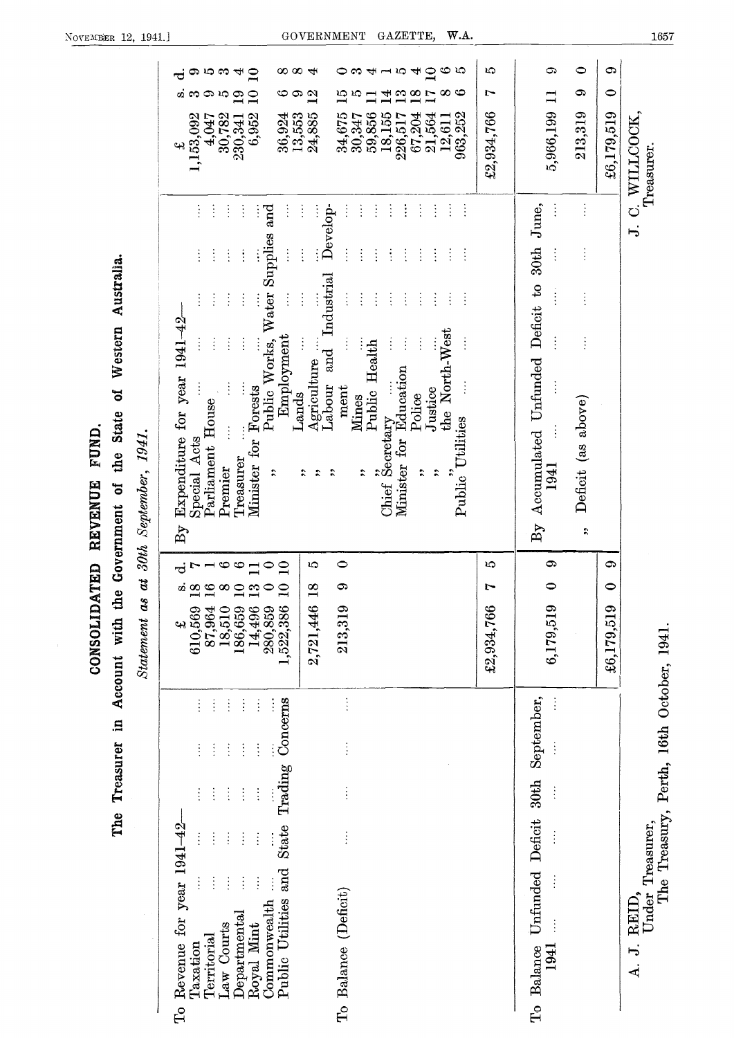# CONSOLIDATED REVENUE FUND.

## The Treasurer in Account with the Government of the State of Western Australia.

*Statement as at 30th September, 1941.*

| | £ | s. | d. | | £ | s. | d. |
|---|---|---|---|---|---|---|---|
| To Revenue for year 1941–42— | | | | By Expenditure for year 1941–42— | | | |
| Taxation ... ... ... | 610,569 | 18 | 7 | Special Acts ... ... ... | 1,153,092 | 3 | 9 |
| Territorial ... ... ... | 87,964 | 16 | 1 | Parliament House ... ... ... | 4,047 | 9 | 5 |
| Law Courts ... ... ... | 18,510 | 8 | 6 | Premier ... ... ... | 30,782 | 5 | 3 |
| Departmental ... ... ... | 186,659 | 10 | 6 | Treasurer ... ... ... | 230,341 | 19 | 4 |
| Royal Mint ... ... ... | 14,496 | 13 | 11 | Minister for Forests ... ... ... | 6,952 | 10 | 10 |
| Commonwealth ... ... ... | 280,859 | 0 | 0 | ,, Public Works, Water Supplies and Employment ... | 36,924 | 6 | 8 |
| Public Utilities and State Trading Concerns | 1,522,386 | 10 | 10 | ,, Lands ... ... ... | 13,553 | 9 | 8 |
| | 2,721,446 | 18 | 5 | ,, Agriculture ... ... ... | 24,885 | 12 | 4 |
| To Balance (Deficit) ... ... ... | 213,319 | 9 | 0 | ,, Labour and Industrial Development ... | 34,675 | 15 | 0 |
| | | | | ,, Mines ... ... ... | 30,347 | 5 | 3 |
| | | | | ,, Public Health ... ... ... | 59,856 | 11 | 4 |
| | | | | Chief Secretary ... ... ... | 18,155 | 14 | 1 |
| | | | | Minister for Education ... ... ... | 226,517 | 13 | 5 |
| | | | | ,, Police ... ... ... | 67,204 | 18 | 4 |
| | | | | ,, Justice ... ... ... | 21,564 | 17 | 10 |
| | | | | ,, the North-West ... ... | 12,611 | 8 | 6 |
| | | | | Public Utilities ... ... ... | 963,252 | 6 | 5 |
| | £2,934,766 | 7 | 5 | | £2,934,766 | 7 | 5 |
| To Balance Unfunded Deficit 30th September, 1941 ... ... ... | 6,179,519 | 0 | 9 | By Accumulated Unfunded Deficit to 30th June, 1941 ... ... ... | 5,966,199 | 11 | 9 |
| | | | | ,, Deficit (as above) ... ... ... | 213,319 | 9 | 0 |
| | £6,179,519 | 0 | 9 | | £6,179,519 | 0 | 9 |

A. J. REID,
Under Treasurer,
The Treasury, Perth, 16th October, 1941.

J. C. WILLCOCK,
Treasurer.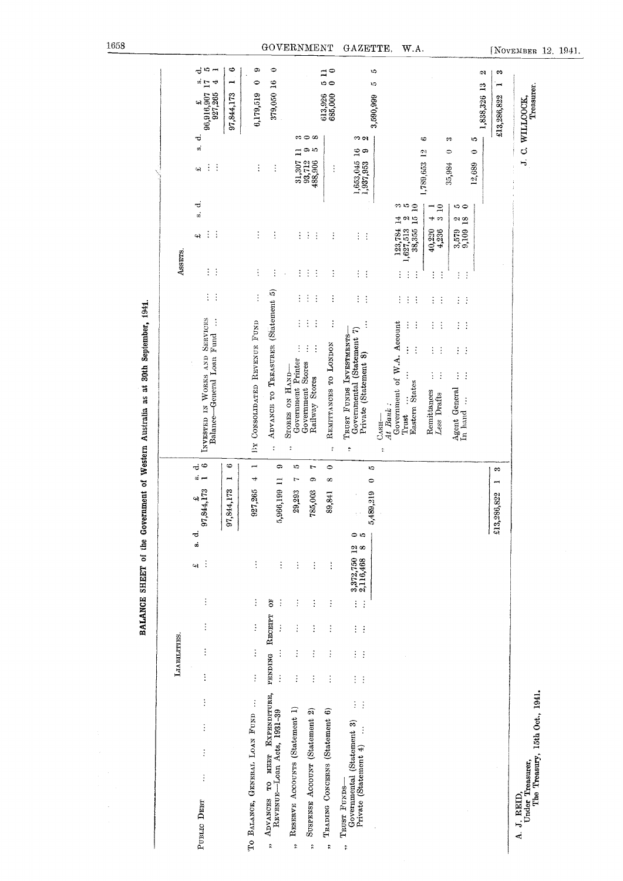## BALANCE SHEET of the Government of Western Australia as at 30th September, 1941.

### Liabilities.

| | £ s. d. | £ s. d. |
|---|---|---|
| Public Debt ... ... ... ... ... ... | ... | 97,844,173 1 6 |
| | | 97,844,173 1 6 |
| To Balance, General Loan Fund ... ... ... ... | ... | 927,265 4 1 |
| " Advances to meet Expenditure, pending Receipt of Revenue—Loan Acts, 1931-39 ... ... ... | ... | 5,966,199 11 9 |
| " Reserve Accounts (Statement 1) ... ... ... | ... | 29,293 7 5 |
| " Suspense Account (Statement 2) ... ... ... | ... | 785,003 9 7 |
| " Trading Concerns (Statement 6) ... ... ... | ... | 89,841 8 0 |
| " Trust Funds— | | |
| Governmental (Statement 3) ... ... ... | 3,372,750 12 0 | |
| Private (Statement 4) ... ... ... ... | 2,116,468 8 5 | |
| | | 5,489,219 0 5 |
| | | £13,286,822 1 3 |

### Assets.

| | £ s. d. | £ s. d. | £ s. d. |
|---|---|---|---|
| Invested in Works and Services ... ... | ... | ... | 96,916,907 17 5 |
| Balance—General Loan Fund ... ... | ... | ... | 927,265 4 1 |
| | | | 97,844,173 1 6 |
| By Consolidated Revenue Fund ... ... | ... | ... | 6,179,519 0 9 |
| " Advance to Treasurer (Statement 5) ... | ... | ... | 379,050 16 0 |
| " Stores on Hand— | | | |
| Government Printer ... ... | ... | 31,307 11 3 | |
| Government Stores ... ... | ... | 93,712 9 0 | |
| Railway Stores ... ... | ... | 488,906 5 8 | |
| | | | 613,926 5 11 |
| " Remittances to London ... ... | ... | ... | 685,000 0 0 |
| " Trust Funds Investments— | | | |
| Governmental (Statement 7) ... | ... | 1,653,045 16 3 | |
| Private (Statement 8) ... ... | ... | 1,937,953 9 2 | |
| | | | 3,590,999 5 5 |
| " Cash— | | | |
| *At Bank:* | | | |
| Government of W.A. Account ... | 123,784 14 3 | | |
| Trust ... ... ... | 1,627,513 2 5 | | |
| Eastern States ... ... | 38,355 15 10 | | |
| | | 1,789,653 12 6 | |
| Remittances ... ... | 40,220 4 1 | | |
| *Less* Drafts ... ... | 4,236 3 10 | | |
| | | 35,984 0 3 | |
| Agent General ... ... | 3,579 2 5 | | |
| In hand ... ... | 9,109 18 0 | | |
| | | 12,689 0 5 | |
| | | | 1,838,326 13 2 |
| | | | £13,286,822 1 3 |

A. J. REID,
Under Treasurer,
The Treasury, 15th Oct., 1941.

J. C. WILLCOCK,
Treasurer.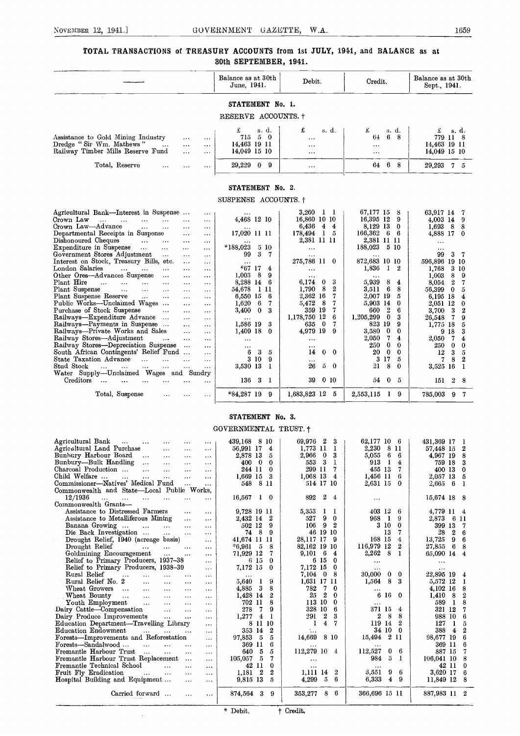## TOTAL TRANSACTIONS of TREASURY ACCOUNTS from 1st JULY, 1941, and BALANCE as at 30th SEPTEMBER, 1941.

### STATEMENT No. 1.

RESERVE ACCOUNTS. †

| — | Balance as at 30th June, 1941. | Debit. | Credit. | Balance as at 30th Sept., 1941. |
|---|---|---|---|---|
| | £ s. d. | £ s. d. | £ s. d. | £ s. d. |
| Assistance to Gold Mining Industry | 715 5 0 | ... | 64 6 8 | 779 11 8 |
| Dredge "Sir Wm. Mathews" | 14,463 19 11 | ... | ... | 14,463 19 11 |
| Railway Timber Mills Reserve Fund | 14,049 15 10 | ... | ... | 14,049 15 10 |
| Total, Reserve | 29,229 0 9 | ... | 64 6 8 | 29,293 7 5 |

### STATEMENT No. 2.

SUSPENSE ACCOUNTS. †

| — | Balance as at 30th June, 1941. | Debit. | Credit. | Balance as at 30th Sept., 1941. |
|---|---|---|---|---|
| Agricultural Bank—Interest in Suspense | ... | 3,260 1 1 | 67,177 15 8 | 63,917 14 7 |
| Crown Law | 4,468 12 10 | 16,860 10 10 | 16,395 12 9 | 4,003 14 9 |
| Crown Law—Advance | ... | 6,436 4 4 | 8,129 13 0 | 1,693 8 8 |
| Departmental Receipts in Suspense | 17,020 11 11 | 178,494 1 5 | 166,362 6 6 | 4,888 17 0 |
| Dishonoured Cheques | ... | 2,381 11 11 | 2,381 11 11 | ... |
| Expenditure in Suspense | *188,023 5 10 | ... | 188,023 5 10 | ... |
| Government Stores Adjustment | 99 3 7 | ... | ... | 99 3 7 |
| Interest on Stock, Treasury Bills, etc. | ... | 275,786 11 0 | 872,683 10 10 | 596,896 19 10 |
| London Salaries | *67 17 4 | ... | 1,836 1 2 | 1,768 3 10 |
| Other Ores—Advances Suspense | 1,003 8 9 | ... | ... | 1,003 8 9 |
| Plant Hire | 8,288 14 6 | 6,174 0 3 | 5,939 8 4 | 8,054 2 7 |
| Plant Suspense | 54,678 1 11 | 1,790 8 2 | 3,511 6 8 | 56,399 0 5 |
| Plant Suspense Reserve | 6,550 15 6 | 2,362 16 7 | 2,007 19 5 | 6,195 18 4 |
| Public Works—Unclaimed Wages | 1,620 6 7 | 5,472 8 7 | 5,903 14 0 | 2,051 12 0 |
| Purchase of Stock Suspense | 3,400 0 3 | 359 19 7 | 660 2 6 | 3,700 3 2 |
| Railways—Expenditure Advance | ... | 1,178,750 12 6 | 1,205,299 0 3 | 26,548 7 9 |
| Railways—Payments in Suspense | 1,586 19 3 | 635 0 7 | 823 19 9 | 1,775 18 5 |
| Railways—Private Works and Sales | 1,409 18 0 | 4,979 19 9 | 3,580 0 0 | 9 18 3 |
| Railway Stores—Adjustment | ... | ... | 2,050 7 4 | 2,050 7 4 |
| Railway Stores—Depreciation Suspense | ... | ... | 250 0 0 | 250 0 0 |
| South African Contingents' Relief Fund | 6 3 5 | 14 0 0 | 20 0 0 | 12 3 5 |
| State Taxation Advance | 3 10 9 | ... | 3 17 5 | 7 8 2 |
| Stud Stock | 3,530 13 1 | 26 5 0 | 21 8 0 | 3,525 16 1 |
| Water Supply—Unclaimed Wages and Sundry Creditors | 136 3 1 | 39 0 10 | 54 0 5 | 151 2 8 |
| Total, Suspense | *84,287 19 9 | 1,683,823 12 5 | 2,553,115 1 9 | 785,003 9 7 |

### STATEMENT No. 3.

GOVERNMENTAL TRUST. †

| — | Balance as at 30th June, 1941. | Debit. | Credit. | Balance as at 30th Sept., 1941. |
|---|---|---|---|---|
| Agricultural Bank | 439,168 8 10 | 69,976 2 3 | 62,177 10 6 | 431,369 17 1 |
| Agricultural Land Purchase | 56,991 17 4 | 1,773 11 1 | 2,230 8 11 | 57,448 15 2 |
| Bunbury Harbour Board | 2,878 13 5 | 2,966 0 3 | 5,055 6 6 | 4,967 19 8 |
| Bunbury—Bulk Handling | 400 0 0 | 553 3 1 | 913 1 4 | 759 18 3 |
| Charcoal Production | 244 11 0 | 299 11 7 | 455 13 7 | 400 13 0 |
| Child Welfare | 1,669 15 3 | 1,068 13 4 | 1,456 11 6 | 2,057 13 5 |
| Commissioner—Natives' Medical Fund | 548 8 11 | 514 17 10 | 2,631 15 0 | 2,665 6 1 |
| Commonwealth and State—Local Public Works, 12/1936 | 16,567 1 0 | 892 2 4 | ... | 15,674 18 8 |
| Commonwealth Grants— | | | | |
| Assistance to Distressed Farmers | 9,728 19 11 | 5,353 1 1 | 403 12 6 | 4,779 11 4 |
| Assistance to Metalliferous Mining | 2,432 14 2 | 527 9 0 | 968 1 9 | 2,873 6 11 |
| Banana Growing | 502 12 9 | 106 9 2 | 3 10 0 | 399 13 7 |
| Die Back Investigation | 74 8 9 | 46 19 10 | 13 7 | 28 2 6 |
| Drought Relief, 1940 (acreage basis) | 41,674 11 11 | 28,117 17 9 | 168 15 4 | 13,725 9 6 |
| Drought Relief | *6,961 5 8 | 82,162 19 10 | 116,979 12 2 | 27,855 6 8 |
| Goldmining Encouragement | 71,929 12 7 | 9,101 6 4 | 2,262 8 1 | 65,090 14 4 |
| Relief to Primary Producers, 1937–38 | 6 15 0 | 6 15 0 | ... | ... |
| Relief to Primary Producers, 1938–39 | 7,172 15 0 | 7,172 15 0 | ... | ... |
| Rural Relief | ... | 7,104 0 8 | 30,000 0 0 | 22,895 19 4 |
| Rural Relief No. 2 | 5,640 1 9 | 1,631 17 11 | 1,564 8 3 | 5,572 12 1 |
| Wheat Growers | 4,885 3 8 | 782 7 0 | ... | 4,102 16 8 |
| Wheat Bounty | 1,428 14 2 | 25 2 0 | 6 16 0 | 1,410 8 2 |
| Youth Employment | 702 11 8 | 113 10 0 | ... | 589 1 8 |
| Dairy Cattle—Compensation | 278 7 9 | 328 10 6 | 371 15 4 | 321 12 7 |
| Dairy Produce Improvements | 1,277 4 1 | 291 2 3 | 2 8 8 | 988 10 6 |
| Education Department—Travelling Library | 8 11 10 | 1 4 7 | 119 14 2 | 127 1 5 |
| Education Endowment | 353 14 2 | ... | 34 10 0 | 388 4 2 |
| Forests—Improvements and Reforestation | 97,853 5 5 | 14,669 8 10 | 15,494 2 11 | 98,677 19 6 |
| Forests—Sandalwood | 369 11 6 | ... | ... | 369 11 6 |
| Fremantle Harbour Trust | 640 5 5 | 112,279 10 4 | 112,527 0 6 | 887 15 7 |
| Fremantle Harbour Trust Replacement | 105,057 5 7 | ... | 984 5 1 | 106,041 10 8 |
| Fremantle Technical School | 42 11 0 | ... | ... | 42 11 0 |
| Fruit Fly Eradication | 1,181 2 2 | 1,111 14 2 | 3,551 9 6 | 3,620 17 6 |
| Hospital Building and Equipment | 9,815 13 5 | 4,299 5 6 | 6,333 4 9 | 11,849 12 8 |
| Carried forward | 874,564 3 9 | 353,277 8 6 | 366,696 15 11 | 887,983 11 2 |

\* Debit. † Credit.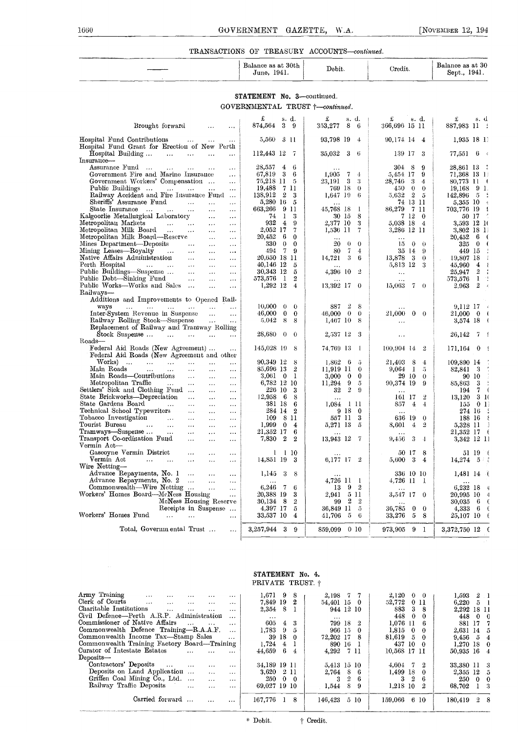TRANSACTIONS OF TREASURY ACCOUNTS—*continued.*

## STATEMENT No. 3—continued.

GOVERNMENTAL TRUST †—*continued.*

| — | Balance as at 30th June, 1941. | Debit. | Credit. | Balance as at 30 Sept., 1941. |
|---|---|---|---|---|
| | £ s. d. | £ s. d. | £ s. d. | £ s. d. |
| Brought forward | 874,564 3 9 | 353,277 8 6 | 366,696 15 11 | 887,983 11 |
| Hospital Fund Contributions | 5,560 3 11 | 93,798 19 4 | 90,174 14 4 | 1,935 18 1 |
| Hospital Fund Grant for Erection of New Perth Hospital Building ... | 112,443 12 7 | 35,032 3 6 | 139 17 3 | 77,551 6 |
| Insurance— | | | | |
| Assurance Fund | 28,557 4 6 | ... | 304 8 9 | 28,861 13 |
| Government Fire and Marine Insurance | 67,819 3 6 | 1,905 7 4 | 5,454 17 9 | 71,368 13 1 |
| Government Workers' Compensation | 75,218 11 5 | 23,191 3 3 | 28,746 3 4 | 80,773 11 |
| Public Buildings | 19,488 7 11 | 769 18 0 | 450 0 0 | 19,168 9 1 |
| Railway Accident and Fire Insurance Fund | 138,912 2 3 | 1,647 19 6 | 5,632 2 5 | 142,896 5 |
| Sheriffs' Assurance Fund | 5,280 16 5 | ... | 74 13 11 | 5,355 10 |
| State Insurance | 663,266 9 11 | 45,768 18 1 | 86,279 7 11 | 703,776 19 |
| Kalgoorlie Metallurgical Laboratory | 74 1 3 | 30 15 8 | 7 12 0 | 50 17 |
| Metropolitan Markets | 932 4 9 | 2,377 10 3 | 5,038 18 4 | 3,593 12 1 |
| Metropolitan Milk Board | 2,052 17 7 | 1,536 11 7 | 3,286 12 11 | 3,802 18 1 |
| Metropolitan Milk Board—Reserve | 20,452 6 0 | ... | ... | 20,452 6 |
| Mines Department—Deposits | 330 0 0 | 20 0 0 | 15 0 0 | 325 0 |
| Mining Leases—Royalty | 494 7 9 | 80 7 4 | 35 14 9 | 449 15 |
| Native Affairs Administration | 20,650 18 11 | 14,721 3 6 | 13,878 3 0 | 19,807 18 |
| Perth Hospital | 40,146 12 5 | ... | 5,813 12 3 | 45,960 4 |
| Public Buildings—Suspense | 30,343 12 5 | 4,396 10 2 | ... | 25,947 2 |
| Public Debt—Sinking Fund | 573,576 1 2 | ... | ... | 573,576 1 |
| Public Works—Works and Sales | 1,292 12 4 | 13,392 17 0 | 15,063 7 0 | 2,963 2 |
| Railways— | | | | |
| Additions and Improvements to Opened Railways | 10,000 0 0 | 887 2 8 | ... | 9,112 17 |
| Inter-System Revenue in Suspense | 46,000 0 0 | 46,000 0 0 | 21,000 0 0 | 21,000 0 |
| Railway Rolling Stock—Suspense | 5,042 8 8 | 1,467 10 8 | ... | 3,574 18 |
| Replacement of Railway and Tramway Rolling Stock Suspense | 28,680 0 0 | 2,537 12 3 | ... | 26,142 7 |
| Roads— | | | | |
| Federal Aid Roads (New Agreement) | 145,028 19 8 | 74,769 13 1 | 100,904 14 2 | 171,164 0 |
| Federal Aid Roads (New Agreement and other Works) | 90,349 12 8 | 1,862 6 5 | 21,403 8 4 | 109,890 14 |
| Main Roads | 85,696 13 2 | 11,919 11 0 | 9,064 1 5 | 82,841 3 |
| Main Roads—Contributions | 3,061 0 1 | 3,000 0 0 | 29 10 0 | 90 10 |
| Metropolitan Traffic | 6,782 12 10 | 11,294 9 5 | 90,374 19 9 | 85,863 3 |
| Settlers' Sick and Clothing Fund | 226 10 3 | 32 2 9 | ... | 194 7 |
| State Brickworks—Depreciation | 12,958 6 8 | ... | 161 17 2 | 13,120 3 1 |
| State Gardens Board | 381 18 6 | 1,084 1 11 | 857 4 4 | 155 0 1 |
| Technical School Typewriters | 284 14 2 | 9 18 0 | ... | 274 16 |
| Tobacco Investigation | 109 8 11 | 557 11 3 | 636 19 0 | 188 16 |
| Tourist Bureau | 1,999 0 4 | 5,271 13 5 | 8,601 4 2 | 5,328 11 |
| Tramways—Suspense | 21,352 17 6 | ... | ... | 21,352 17 |
| Transport Co-ordination Fund | 7,830 2 2 | 13,943 12 7 | 9,456 3 4 | 3,342 12 1 |
| Vermin Act— | | | | |
| Gascoyne Vermin District | 1 1 10 | ... | 50 17 8 | 51 19 |
| Vermin Act | 14,851 19 3 | 6,177 17 2 | 5,600 3 4 | 14,274 5 |
| Wire Netting— | | | | |
| Advance Repayments, No. 1 | 1,145 3 8 | ... | 336 10 10 | 1,481 14 |
| Advance Repayments, No. 2 | ... | 4,726 11 1 | 4,726 11 1 | ... |
| Commonwealth—Wire Netting | 6,246 7 6 | 13 9 2 | ... | 6,232 18 |
| Workers' Homes Board—McNess Housing | 20,388 19 3 | 2,941 5 11 | 3,547 17 0 | 20,995 10 |
| McNess Housing Reserve | 30,134 8 2 | 99 2 2 | ... | 30,035 6 |
| Receipts in Suspense | 4,397 17 5 | 36,849 11 5 | 36,785 0 0 | 4,333 6 |
| Workers' Homes Fund | 33,537 10 4 | 41,706 5 6 | 33,276 5 8 | 25,107 10 |
| Total, Governmental Trust | 3,257,944 3 9 | 859,099 0 10 | 973,905 9 1 | 3,372,750 12 |

## STATEMENT No. 4.

PRIVATE TRUST. †

| — | Balance as at 30th June, 1941. | Debit. | Credit. | Balance as at 30 Sept., 1941. |
|---|---|---|---|---|
| Army Training | 1,671 9 8 | 2,198 7 7 | 2,120 0 0 | 1,593 2 1 |
| Clerk of Courts | 7,849 19 2 | 54,401 15 0 | 52,772 0 11 | 6,220 5 1 |
| Charitable Institutions | 2,354 8 1 | 944 12 10 | 883 3 8 | 2,292 18 11 |
| Civil Defence—Perth A.R.P. Administration | ... | ... | 448 0 0 | 448 0 0 |
| Commissioner of Native Affairs | 605 4 3 | 799 18 2 | 1,076 11 6 | 881 17 7 |
| Commonwealth Defence Training—R.A.A.F. | 1,783 9 5 | 966 15 0 | 1,815 0 0 | 2,631 14 5 |
| Commonwealth Income Tax—Stamp Sales | 39 18 0 | 72,202 17 8 | 81,619 5 0 | 9,456 5 4 |
| Commonwealth Training Factory Board—Training | 1,724 4 1 | 890 16 1 | 437 10 0 | 1,270 18 0 |
| Curator of Intestate Estates | 44,659 6 4 | 4,292 7 11 | 10,568 17 11 | 50,935 16 4 |
| Deposits— | | | | |
| Contractors' Deposits | 34,189 19 11 | 5,413 15 10 | 4,604 7 2 | 33,380 11 3 |
| Deposits on Land Application | 3,620 2 11 | 2,764 8 6 | 1,499 18 0 | 2,355 12 5 |
| Griffen Coal Mining Co., Ltd. | 250 0 0 | 3 2 6 | 3 2 6 | 250 0 0 |
| Railway Traffic Deposits | 69,027 19 10 | 1,544 8 9 | 1,218 10 2 | 68,702 1 3 |
| Carried forward | 167,776 1 8 | 146,423 5 10 | 159,066 6 10 | 180,419 2 8 |

\* Debit. † Credit.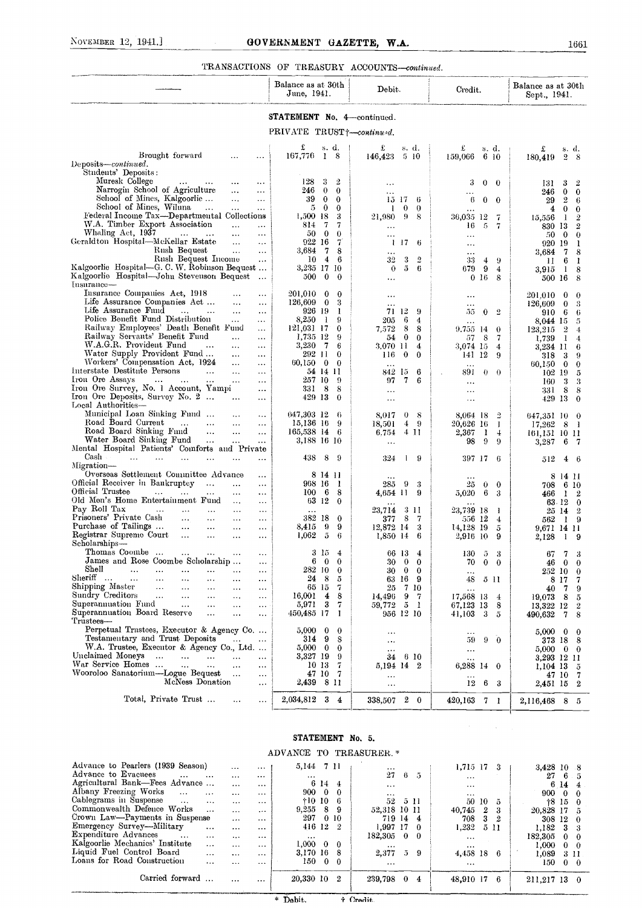TRANSACTIONS OF TREASURY ACCOUNTS—*continued.*

| — | Balance as at 30th June, 1941. | Debit. | Credit. | Balance as at 30th Sept., 1941. |
|---|---|---|---|---|

**STATEMENT No. 4**—continued.

PRIVATE TRUST†—*continued.*

| — | Balance as at 30th June, 1941. £ s. d. | Debit. £ s. d. | Credit. £ s. d. | Balance as at 30th Sept., 1941. £ s. d. |
|---|---|---|---|---|
| Brought forward ... ... | 167,776 1 8 | 146,423 5 10 | 159,066 6 10 | 180,419 2 8 |
| Deposits—*continued.* | | | | |
| Students' Deposits: | | | | |
| Muresk College ... ... ... ... | 128 3 2 | ... | 3 0 0 | 131 3 2 |
| Narrogin School of Agriculture ... ... | 246 0 0 | ... | ... | 246 0 0 |
| School of Mines, Kalgoorlie ... ... ... | 39 0 0 | 15 17 6 | 6 0 0 | 29 2 6 |
| School of Mines, Wiluna ... ... ... | 5 0 0 | 1 0 0 | ... | 4 0 0 |
| Federal Income Tax—Departmental Collections | 1,500 18 3 | 21,980 9 8 | 36,035 12 7 | 15,556 1 2 |
| W.A. Timber Export Association ... ... | 814 7 7 | ... | 16 5 7 | 830 13 2 |
| Whaling Act, 1937 ... ... ... ... | 50 0 0 | ... | ... | 50 0 0 |
| Geraldton Hospital—McKellar Estate ... ... | 922 16 7 | 1 17 6 | ... | 920 19 1 |
| Rush Bequest ... ... | 3,684 7 8 | ... | ... | 3,684 7 8 |
| Rush Bequest Income ... | 10 4 6 | 32 3 2 | 33 4 9 | 11 6 1 |
| Kalgoorlie Hospital—G. C. W. Robinson Bequest ... | 3,235 17 10 | 0 5 6 | 679 9 4 | 3,915 1 8 |
| Kalgoorlie Hospital—John Stevenson Bequest ... | 500 0 0 | ... | 0 16 8 | 500 16 8 |
| Insurance— | | | | |
| Insurance Companies Act, 1918 ... ... | 201,010 0 0 | ... | ... | 201,010 0 0 |
| Life Assurance Companies Act ... ... ... | 126,609 0 3 | ... | ... | 126,609 0 3 |
| Life Assurance Fund ... ... ... ... | 926 19 1 | 71 12 9 | 55 0 2 | 910 6 6 |
| Police Benefit Fund Distribution ... ... | 8,250 1 9 | 205 6 4 | ... | 8,044 15 5 |
| Railway Employees' Death Benefit Fund ... | 121,031 17 0 | 7,572 8 8 | 9,755 14 0 | 123,215 2 4 |
| Railway Servants' Benefit Fund ... ... | 1,735 12 9 | 54 0 0 | 57 8 7 | 1,739 1 4 |
| W.A.G.R. Provident Fund ... ... ... | 3,230 7 6 | 3,070 11 4 | 3,074 15 4 | 3,234 11 6 |
| Water Supply Provident Fund ... ... ... | 292 11 0 | 116 0 0 | 141 12 9 | 318 3 9 |
| Workers' Compensation Act, 1924 ... ... | 60,150 0 0 | ... | ... | 60,150 0 0 |
| Interstate Destitute Persons ... ... ... | 54 14 11 | 842 15 6 | 891 0 0 | 102 19 5 |
| Iron Ore Assays ... ... ... ... | 257 10 9 | 97 7 6 | ... | 160 3 3 |
| Iron Ore Survey, No. 1 Account, Yampi ... | 331 8 8 | ... | ... | 331 8 8 |
| Iron Ore Deposits, Survey No. 2 ... ... ... | 429 13 0 | ... | ... | 429 13 0 |
| Local Authorities— | | | | |
| Municipal Loan Sinking Fund ... ... ... | 647,303 12 6 | 8,017 0 8 | 8,064 18 2 | 647,351 10 0 |
| Road Board Current ... ... ... ... | 15,136 16 9 | 18,501 4 9 | 20,626 16 1 | 17,262 8 1 |
| Road Board Sinking Fund ... ... ... | 165,538 14 6 | 6,754 4 11 | 2,367 1 4 | 161,151 10 11 |
| Water Board Sinking Fund ... ... ... | 3,188 16 10 | ... | 98 9 9 | 3,287 6 7 |
| Mental Hospital Patients' Comforts and Private Cash ... ... ... ... ... ... | 438 8 9 | 324 1 9 | 397 17 6 | 512 4 6 |
| Migration— | | | | |
| Overseas Settlement Committee Advance ... | 8 14 11 | ... | ... | 8 14 11 |
| Official Receiver in Bankruptcy ... ... ... | 968 16 1 | 285 9 3 | 25 0 0 | 708 6 10 |
| Official Trustee ... ... ... ... ... | 100 6 8 | 4,654 11 9 | 5,020 6 3 | 466 1 2 |
| Old Men's Home Entertainment Fund ... ... | 63 12 0 | ... | ... | 63 12 0 |
| Pay Roll Tax ... ... ... ... ... | ... | 23,714 3 11 | 23,739 18 1 | 25 14 2 |
| Prisoners' Private Cash ... ... ... ... | 382 18 0 | 377 8 7 | 556 12 4 | 562 1 9 |
| Purchase of Tailings ... ... ... ... | 8,415 9 9 | 12,872 14 3 | 14,128 19 5 | 9,671 14 11 |
| Registrar Supreme Court ... ... ... ... | 1,062 5 6 | 1,850 14 6 | 2,916 10 9 | 2,128 1 9 |
| Scholarships— | | | | |
| Thomas Coombe ... ... ... ... ... | 3 15 4 | 66 13 4 | 130 5 3 | 67 7 3 |
| James and Rose Coombe Scholarship ... ... | 6 0 0 | 30 0 0 | 70 0 0 | 46 0 0 |
| Shell ... ... ... ... ... ... | 282 10 0 | 30 0 0 | ... | 252 10 0 |
| Sheriff ... ... ... ... ... ... ... | 24 8 5 | 63 16 9 | 48 5 11 | 8 17 7 |
| Shipping Master ... ... ... ... ... | 65 15 7 | 25 7 10 | ... | 40 7 9 |
| Sundry Creditors ... ... ... ... ... | 16,001 4 8 | 14,496 9 7 | 17,568 13 4 | 19,073 8 5 |
| Superannuation Fund ... ... ... ... | 5,971 3 7 | 59,772 5 1 | 67,123 13 8 | 13,322 12 2 |
| Superannuation Board Reserve ... ... ... | 450,485 17 1 | 956 12 10 | 41,103 3 5 | 490,632 7 8 |
| Trustees— | | | | |
| Perpetual Trustees, Executor & Agency Co. ... | 5,000 0 0 | ... | ... | 5,000 0 0 |
| Testamentary and Trust Deposits ... ... | 314 9 8 | ... | 59 9 0 | 373 18 8 |
| W.A. Trustee, Executor & Agency Co., Ltd. ... | 5,000 0 0 | ... | ... | 5,000 0 0 |
| Unclaimed Moneys ... ... ... ... ... | 3,327 19 9 | 34 6 10 | ... | 3,293 12 11 |
| War Service Homes ... ... ... ... ... | 10 13 7 | 5,194 14 2 | 6,288 14 0 | 1,104 13 5 |
| Wooroloo Sanatorium—Logue Bequest ... ... | 47 10 7 | ... | ... | 47 10 7 |
| McNess Donation ... | 2,439 8 11 | ... | 12 6 3 | 2,451 15 2 |
| Total, Private Trust ... ... ... | 2,034,812 3 4 | 338,507 2 0 | 420,163 7 1 | 2,116,468 8 5 |

**STATEMENT No. 5.**

ADVANCE TO TREASURER.*

| — | Balance as at 30th June, 1941. £ s. d. | Debit. £ s. d. | Credit. £ s. d. | Balance as at 30th Sept., 1941. £ s. d. |
|---|---|---|---|---|
| Advance to Pearlers (1939 Season) ... ... | 5,144 7 11 | ... | 1,715 17 3 | 3,428 10 8 |
| Advance to Evacuees ... ... ... ... | ... | 27 6 5 | ... | 27 6 5 |
| Agricultural Bank—Fees Advance ... ... ... | 6 14 4 | ... | ... | 6 14 4 |
| Albany Freezing Works ... ... ... ... | 900 0 0 | ... | ... | 900 0 0 |
| Cablegrams in Suspense ... ... ... ... | †10 10 6 | 52 5 11 | 50 10 5 | †8 15 0 |
| Commonwealth Defence Works ... ... ... | 9,255 8 9 | 52,318 10 11 | 40,745 2 3 | 20,828 17 5 |
| Crown Law—Payments in Suspense ... ... | 297 0 10 | 719 14 4 | 708 3 2 | 308 12 0 |
| Emergency Survey—Military ... ... ... | 416 12 2 | 1,997 17 0 | 1,232 5 11 | 1,182 3 3 |
| Expenditure Advances ... ... ... ... | ... | 182,305 0 0 | ... | 182,305 0 0 |
| Kalgoorlie Mechanics' Institute ... ... ... | 1,000 0 0 | ... | ... | 1,000 0 0 |
| Liquid Fuel Control Board ... ... ... | 3,170 16 8 | 2,377 5 9 | 4,458 18 6 | 1,089 3 11 |
| Loans for Road Construction ... ... ... | 150 0 0 | ... | ... | 150 0 0 |
| Carried forward ... ... ... | 20,330 10 2 | 239,798 0 4 | 48,910 17 6 | 211,217 13 0 |

\* Debit. † Credit.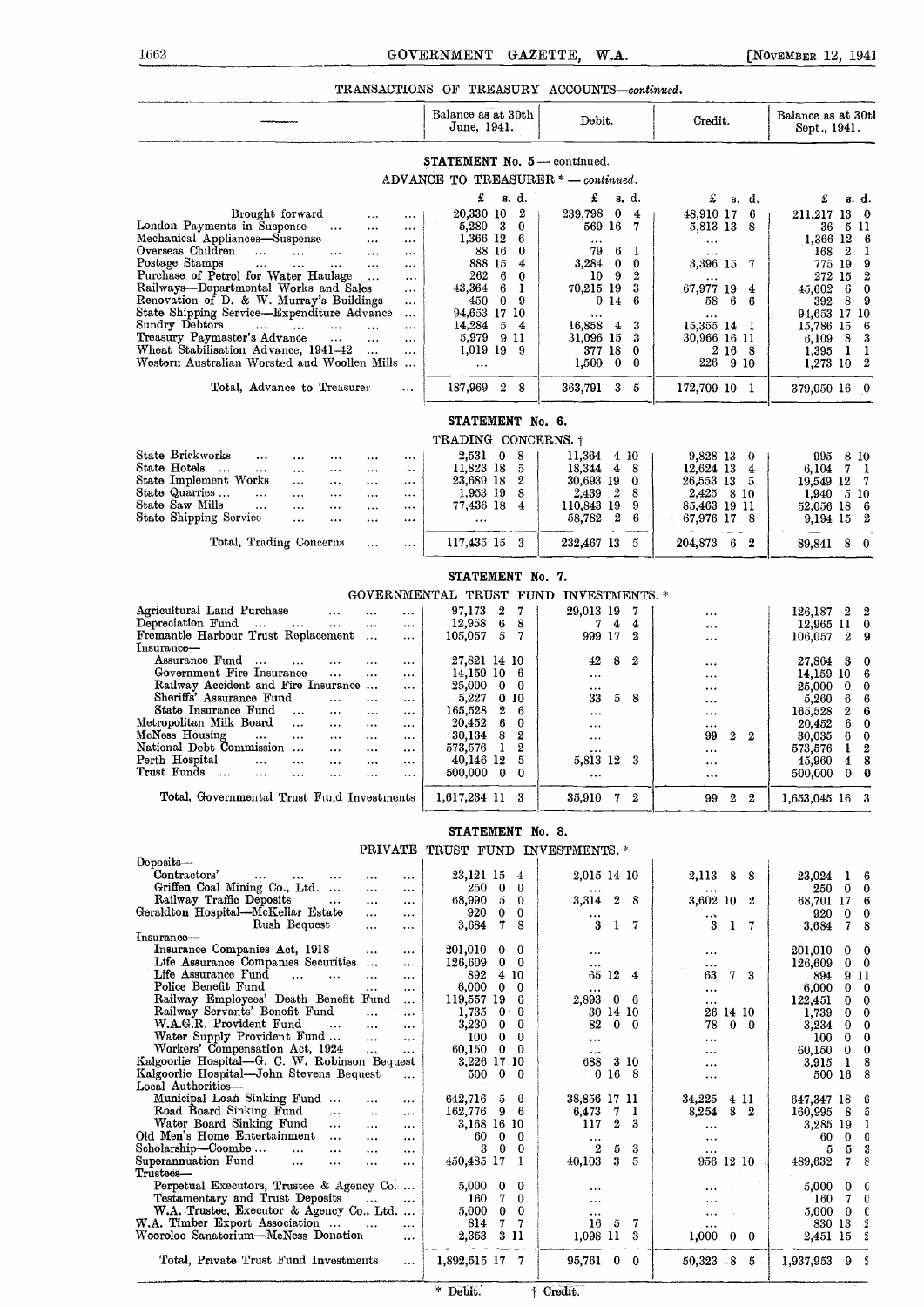TRANSACTIONS OF TREASURY ACCOUNTS—*continued.*

| | Balance as at 30th June, 1941. | Debit. | Credit. | Balance as at 30th Sept., 1941. |
|---|---|---|---|---|
| **STATEMENT No. 5 — continued.** | | | | |
| ADVANCE TO TREASURER * — *continued.* | | | | |
| | £ s. d. | £ s. d. | £ s. d. | £ s. d. |
| Brought forward ... ... | 20,330 10 2 | 239,798 0 4 | 48,910 17 6 | 211,217 13 0 |
| London Payments in Suspense ... ... | 5,280 3 0 | 569 16 7 | 5,813 13 8 | 36 5 11 |
| Mechanical Appliances—Suspense ... ... | 1,366 12 6 | ... | ... | 1,366 12 6 |
| Overseas Children ... ... ... ... | 88 16 0 | 79 6 1 | ... | 168 2 1 |
| Postage Stamps ... ... ... ... | 888 15 4 | 3,284 0 0 | 3,396 15 7 | 775 19 9 |
| Purchase of Petrol for Water Haulage ... | 262 6 0 | 10 9 2 | ... | 272 15 2 |
| Railways—Departmental Works and Sales ... | 43,364 6 1 | 70,215 19 3 | 67,977 19 4 | 45,602 6 0 |
| Renovation of D. & W. Murray's Buildings ... | 450 0 9 | 0 14 6 | 58 6 6 | 392 8 9 |
| State Shipping Service—Expenditure Advance ... | 94,653 17 10 | ... | ... | 94,653 17 10 |
| Sundry Debtors ... ... ... ... | 14,284 5 4 | 16,858 4 3 | 15,355 14 1 | 15,786 15 6 |
| Treasury Paymaster's Advance ... ... | 5,979 9 11 | 31,096 15 3 | 30,966 16 11 | 6,109 8 3 |
| Wheat Stabilisation Advance, 1941-42 ... | 1,019 19 9 | 377 18 0 | 2 16 8 | 1,395 1 1 |
| Western Australian Worsted and Woollen Mills ... | ... | 1,500 0 0 | 226 9 10 | 1,273 10 2 |
| Total, Advance to Treasurer ... | 187,969 2 8 | 363,791 3 5 | 172,709 10 1 | 379,050 16 0 |
| **STATEMENT No. 6.** | | | | |
| TRADING CONCERNS. † | | | | |
| State Brickworks ... ... ... ... | 2,531 0 8 | 11,364 4 10 | 9,828 13 0 | 995 8 10 |
| State Hotels ... ... ... ... | 11,823 18 5 | 18,344 4 8 | 12,624 13 4 | 6,104 7 1 |
| State Implement Works ... ... ... | 23,689 18 2 | 30,693 19 0 | 26,553 13 5 | 19,549 12 7 |
| State Quarries ... ... ... ... | 1,953 19 8 | 2,439 2 8 | 2,425 8 10 | 1,940 5 10 |
| State Saw Mills ... ... ... ... | 77,436 18 4 | 110,843 19 9 | 85,463 19 11 | 52,056 18 6 |
| State Shipping Service ... ... ... | ... | 58,782 2 6 | 67,976 17 8 | 9,194 15 2 |
| Total, Trading Concerns ... ... | 117,435 15 3 | 232,467 13 5 | 204,873 6 2 | 89,841 8 0 |
| **STATEMENT No. 7.** | | | | |
| GOVERNMENTAL TRUST FUND INVESTMENTS. * | | | | |
| Agricultural Land Purchase ... ... | 97,173 2 7 | 29,013 19 7 | ... | 126,187 2 2 |
| Depreciation Fund ... ... ... ... | 12,958 6 8 | 7 4 4 | ... | 12,965 11 0 |
| Fremantle Harbour Trust Replacement ... | 105,057 5 7 | 999 17 2 | ... | 106,057 2 9 |
| Insurance— | | | | |
| Assurance Fund ... ... ... ... | 27,821 14 10 | 42 8 2 | ... | 27,864 3 0 |
| Government Fire Insurance ... ... | 14,159 10 6 | ... | ... | 14,159 10 6 |
| Railway Accident and Fire Insurance ... | 25,000 0 0 | ... | ... | 25,000 0 0 |
| Sheriffs' Assurance Fund ... ... | 5,227 0 10 | 33 5 8 | ... | 5,260 6 6 |
| State Insurance Fund ... ... ... | 165,528 2 6 | ... | ... | 165,528 2 6 |
| Metropolitan Milk Board ... ... ... | 20,452 6 0 | ... | ... | 20,452 6 0 |
| McNess Housing ... ... ... ... | 30,134 8 2 | ... | 99 2 2 | 30,035 6 0 |
| National Debt Commission ... ... ... | 573,576 1 2 | ... | ... | 573,576 1 2 |
| Perth Hospital ... ... ... ... | 40,146 12 5 | 5,813 12 3 | ... | 45,960 4 8 |
| Trust Funds ... ... ... ... ... | 500,000 0 0 | ... | ... | 500,000 0 0 |
| Total, Governmental Trust Fund Investments | 1,617,234 11 3 | 35,910 7 2 | 99 2 2 | 1,653,045 16 3 |
| **STATEMENT No. 8.** | | | | |
| PRIVATE TRUST FUND INVESTMENTS. * | | | | |
| Deposits— | | | | |
| Contractors' ... ... ... ... | 23,121 15 4 | 2,015 14 10 | 2,113 8 8 | 23,024 1 6 |
| Griffen Coal Mining Co., Ltd. ... ... | 250 0 0 | ... | ... | 250 0 0 |
| Railway Traffic Deposits ... ... | 68,990 5 0 | 3,314 2 8 | 3,602 10 2 | 68,701 17 6 |
| Geraldton Hospital—McKellar Estate ... ... | 920 0 0 | ... | ... | 920 0 0 |
| Rush Bequest ... ... | 3,684 7 8 | 3 1 7 | 3 1 7 | 3,684 7 8 |
| Insurance— | | | | |
| Insurance Companies Act, 1918 ... ... | 201,010 0 0 | ... | ... | 201,010 0 0 |
| Life Assurance Companies Securities ... | 126,609 0 0 | ... | ... | 126,609 0 0 |
| Life Assurance Fund ... ... ... | 892 4 10 | 65 12 4 | 63 7 3 | 894 9 11 |
| Police Benefit Fund ... ... ... | 6,000 0 0 | ... | ... | 6,000 0 0 |
| Railway Employees' Death Benefit Fund ... | 119,557 19 6 | 2,893 0 6 | ... | 122,451 0 0 |
| Railway Servants' Benefit Fund ... ... | 1,735 0 0 | 30 14 10 | 26 14 10 | 1,739 0 0 |
| W.A.G.R. Provident Fund ... ... ... | 3,230 0 0 | 82 0 0 | 78 0 0 | 3,234 0 0 |
| Water Supply Provident Fund ... ... | 100 0 0 | ... | ... | 100 0 0 |
| Workers' Compensation Act, 1924 ... ... | 60,150 0 0 | ... | ... | 60,150 0 0 |
| Kalgoorlie Hospital—G. C. W. Robinson Bequest | 3,226 17 10 | 688 3 10 | ... | 3,915 1 8 |
| Kalgoorlie Hospital—John Stevens Bequest ... | 500 0 0 | 0 16 8 | ... | 500 16 8 |
| Local Authorities— | | | | |
| Municipal Loan Sinking Fund ... ... | 642,716 5 6 | 38,856 17 11 | 34,225 4 11 | 647,347 18 6 |
| Road Board Sinking Fund ... ... | 162,776 9 6 | 6,473 7 1 | 8,254 8 2 | 160,995 8 5 |
| Water Board Sinking Fund ... ... | 3,168 16 10 | 117 2 3 | ... | 3,285 19 1 |
| Old Men's Home Entertainment ... ... | 60 0 0 | ... | ... | 60 0 0 |
| Scholarship—Coombe ... ... ... ... | 3 0 0 | 2 5 3 | ... | 5 5 3 |
| Superannuation Fund ... ... ... ... | 450,485 17 1 | 40,103 3 5 | 956 12 10 | 489,632 7 8 |
| Trustees— | | | | |
| Perpetual Executors, Trustee & Agency Co. ... | 5,000 0 0 | ... | ... | 5,000 0 0 |
| Testamentary and Trust Deposits ... ... | 160 7 0 | ... | ... | 160 7 0 |
| W.A. Trustee, Executor & Agency Co., Ltd. ... | 5,000 0 0 | ... | ... | 5,000 0 0 |
| W.A. Timber Export Association ... ... | 814 7 7 | 16 5 7 | ... | 830 13 2 |
| Wooroloo Sanatorium—McNess Donation ... | 2,353 3 11 | 1,098 11 3 | 1,000 0 0 | 2,451 15 2 |
| Total, Private Trust Fund Investments ... | 1,892,515 17 7 | 95,761 0 0 | 50,323 8 5 | 1,937,953 9 2 |

\* Debit. † Credit.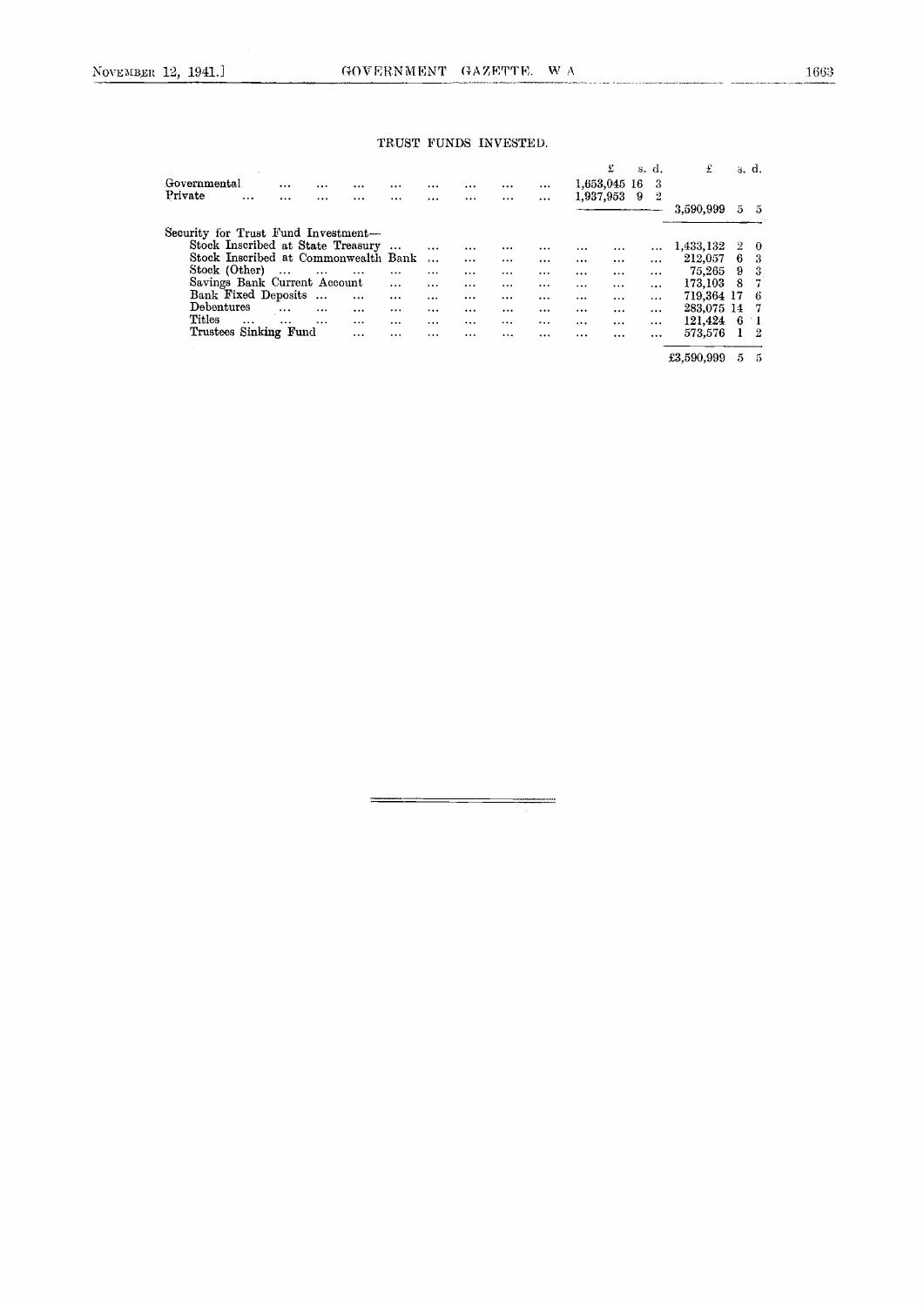## TRUST FUNDS INVESTED.

| | £ | s. | d. | £ | s. | d. |
|---|---|---|---|---|---|---|
| Governmental ... ... ... ... ... ... ... ... ... | 1,653,045 | 16 | 3 | | | |
| Private ... ... ... ... ... ... ... ... ... ... | 1,937,953 | 9 | 2 | | | |
| | | | | 3,590,999 | 5 | 5 |
| Security for Trust Fund Investment— | | | | | | |
| Stock Inscribed at State Treasury ... ... ... ... ... ... ... ... | | | | 1,433,132 | 2 | 0 |
| Stock Inscribed at Commonwealth Bank ... ... ... ... ... ... ... | | | | 212,057 | 6 | 3 |
| Stock (Other) ... ... ... ... ... ... ... ... ... ... ... | | | | 75,265 | 9 | 3 |
| Savings Bank Current Account ... ... ... ... ... ... ... ... | | | | 173,103 | 8 | 7 |
| Bank Fixed Deposits ... ... ... ... ... ... ... ... ... ... | | | | 719,364 | 17 | 6 |
| Debentures ... ... ... ... ... ... ... ... ... ... ... | | | | 283,075 | 14 | 7 |
| Titles ... ... ... ... ... ... ... ... ... ... ... ... | | | | 121,424 | 6 | 1 |
| Trustees Sinking Fund ... ... ... ... ... ... ... ... ... ... | | | | 573,576 | 1 | 2 |
| | | | | £3,590,999 | 5 | 5 |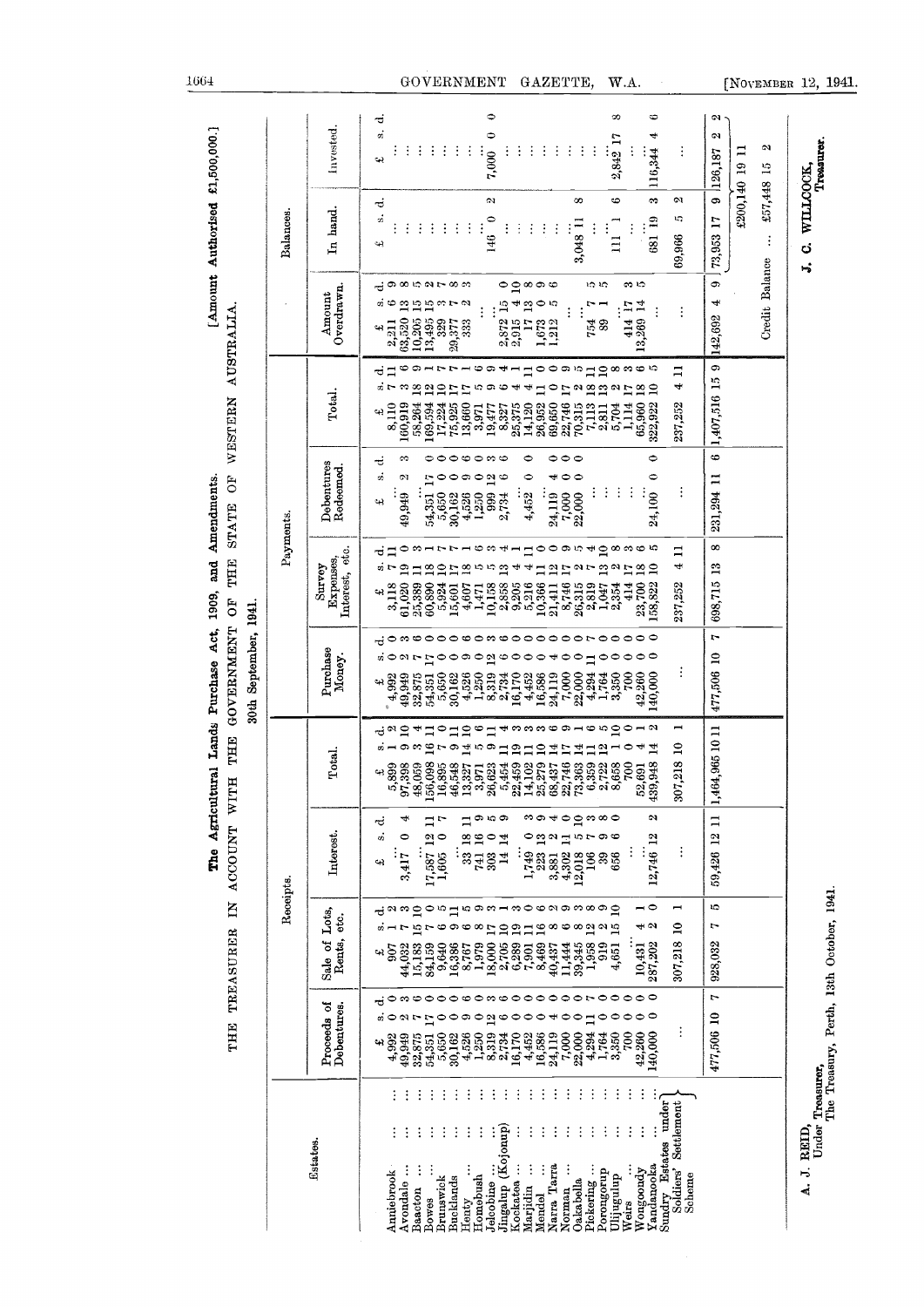# The Agricultural Lands Purchase Act, 1909, and Amendments.

**THE TREASURER IN ACCOUNT WITH THE GOVERNMENT OF THE STATE OF WESTERN AUSTRALIA.** [Amount Authorised £1,500,000.]

30th September, 1941.

| Estates. | Receipts. | | | | Payments. | | | | Amount Overdrawn. | Balances. | |
|---|---|---|---|---|---|---|---|---|---|---|---|
| | Proceeds of Debentures. | Sale of Lots, Rents, etc. | Interest. | Total. | Purchase Money. | Survey Expenses, Interest, etc. | Debentures Redeemed. | Total. | | In hand. | Invested. |
| | £ s. d. | £ s. d. | £ s. d. | £ s. d. | £ s. d. | £ s. d. | £ s. d. | £ s. d. | £ s. d. | £ s. d. | £ s. d. |
| Anniebrook | 4,992 0 0 | 907 1 2 | ... | 5,899 1 2 | 4,992 0 0 | 3,118 7 11 | ... | 8,110 7 11 | 2,211 6 9 | ... | ... |
| Avondale | 49,949 2 3 | 44,032 7 3 | 3,417 0 4 | 97,398 9 10 | 49,949 2 3 | 61,020 19 3 | 49,949 2 3 | 160,919 3 9 | 63,520 13 11 | ... | ... |
| Baacton | 32,875 7 6 | 15,183 15 10 | ... | 48,059 3 4 | 32,875 7 6 | 25,389 11 3 | ... | 58,264 18 9 | 10,205 15 5 | ... | ... |
| Bowes | 54,351 17 0 | 84,159 7 0 | 17,587 12 11 | 156,098 16 11 | 54,351 17 0 | 60,890 18 1 | 54,351 17 0 | 169,594 12 1 | 13,495 15 2 | ... | ... |
| Brunswick | 5,650 0 0 | 9,640 6 5 | 1,605 0 7 | 16,895 7 0 | 5,650 0 0 | 5,924 10 7 | 5,650 0 0 | 17,224 10 7 | 329 3 7 | ... | ... |
| Bucklands | 30,162 0 0 | 16,386 9 11 | ... | 46,548 9 11 | 30,162 0 0 | 15,601 17 7 | 30,162 0 0 | 75,925 17 7 | 29,377 7 8 | ... | ... |
| Henty | 4,526 9 6 | 8,767 6 5 | 33 18 11 | 13,327 14 10 | 4,526 9 6 | 4,607 18 7 | 4,526 9 6 | 13,660 17 7 | 333 2 9 | ... | ... |
| Homebush | 1,250 0 0 | 1,979 8 9 | 741 16 9 | 3,971 5 6 | 1,250 0 0 | 1,471 5 6 | 1,250 0 0 | 3,971 5 6 | ... | ... | ... |
| Jelcobine | 8,319 12 3 | 18,000 17 3 | 303 0 5 | 26,623 9 11 | 8,319 12 3 | 10,158 5 3 | 999 12 3 | 19,477 9 9 | ... | 146 0 2 | 7,000 0 0 |
| Jingalup (Kojonup) | 2,734 6 6 | 2,705 10 1 | 14 14 9 | 5,454 11 4 | 2,734 6 6 | 2,858 13 4 | 2,734 6 6 | 8,327 6 4 | 2,872 15 0 | ... | ... |
| Kockatea | 16,170 0 0 | 6,289 19 3 | ... | 22,459 19 3 | 16,170 0 0 | 9,205 4 1 | ... | 25,375 4 1 | 2,915 4 10 | ... | ... |
| Marjidin | 4,452 0 0 | 7,901 11 0 | 1,749 0 3 | 14,102 11 3 | 4,452 0 0 | 5,216 4 1 | 4,452 0 0 | 14,120 4 1 | 17 13 8 | ... | ... |
| Mendel | 16,586 0 0 | 8,469 16 6 | 223 13 9 | 25,279 10 3 | 16,586 0 0 | 10,366 11 0 | ... | 26,952 11 0 | 1,673 0 9 | ... | ... |
| Narra Tarra | 24,119 4 0 | 40,437 8 2 | 3,881 2 4 | 68,437 14 6 | 24,119 4 0 | 21,411 12 0 | 24,119 4 0 | 69,650 0 0 | 1,212 5 6 | ... | ... |
| Norman | 7,000 0 0 | 11,444 6 6 | 4,302 11 0 | 22,746 17 6 | 7,000 0 0 | 8,746 17 9 | 7,000 0 0 | 22,746 17 9 | ... | ... | ... |
| Oakabella | 22,000 0 0 | 39,345 8 8 | 12,018 5 10 | 73,363 14 6 | 22,000 0 0 | 26,315 2 5 | 22,000 0 0 | 70,315 2 5 | ... | 3,048 11 8 | ... |
| Pickering | 4,294 11 7 | 1,958 12 8 | 106 7 3 | 6,359 11 6 | 4,294 11 7 | 2,819 7 4 | ... | 7,113 18 11 | 754 7 5 | ... | ... |
| Porongorup | 1,764 0 0 | 919 2 9 | 39 9 8 | 2,722 12 5 | 1,764 0 0 | 1,047 13 10 | ... | 2,811 13 10 | 89 1 5 | ... | ... |
| Ullijugulup | 3,350 0 0 | 4,651 15 10 | 656 6 0 | 8,658 1 10 | 3,350 0 0 | 2,354 2 8 | ... | 5,704 2 8 | ... | 111 1 6 | 2,842 17 8 |
| Weirs | 700 0 0 | ... | ... | 700 0 0 | 700 0 0 | 414 17 3 | ... | 1,114 17 3 | 414 17 3 | ... | ... |
| Wongoondy | 42,260 0 0 | 10,431 4 1 | ... | 52,691 4 1 | 42,260 0 0 | 23,700 18 3 | ... | 65,960 18 3 | 13,269 14 5 | ... | ... |
| Yandanooka | 140,000 0 0 | 287,202 2 0 | 12,746 12 2 | 439,948 14 2 | 140,000 0 0 | 158,822 10 5 | 24,100 0 0 | 322,922 10 5 | ... | 681 19 3 | 116,344 4 6 |
| Sundry Estates under Soldiers' Settlement Scheme | ... | 307,218 10 1 | ... | 307,218 10 1 | ... | 237,252 4 11 | ... | 237,252 4 11 | ... | 69,966 5 2 | ... |
| | 477,506 10 7 | 928,032 7 5 | 59,426 12 11 | 1,464,965 10 11 | 477,506 10 7 | 698,715 13 8 | 231,294 11 6 | 1,407,516 15 9 | 142,692 4 9 | 73,953 17 9 | 126,187 2 2 |
| | | | | | | | | | | £200,140 19 11 | |
| | | | | | | | | | Credit Balance ... | £57,448 15 2 | |

A. J. REID,
Under Treasurer,
The Treasury, Perth, 13th October, 1941.

J. C. WILLCOCK,
Treasurer.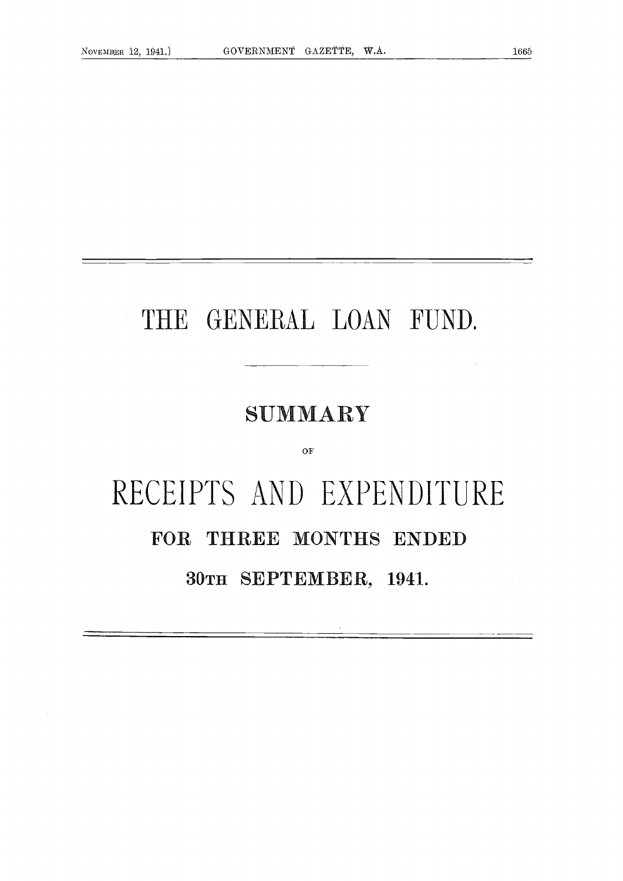# THE GENERAL LOAN FUND.

## SUMMARY

OF

# RECEIPTS AND EXPENDITURE

## FOR THREE MONTHS ENDED

## 30TH SEPTEMBER, 1941.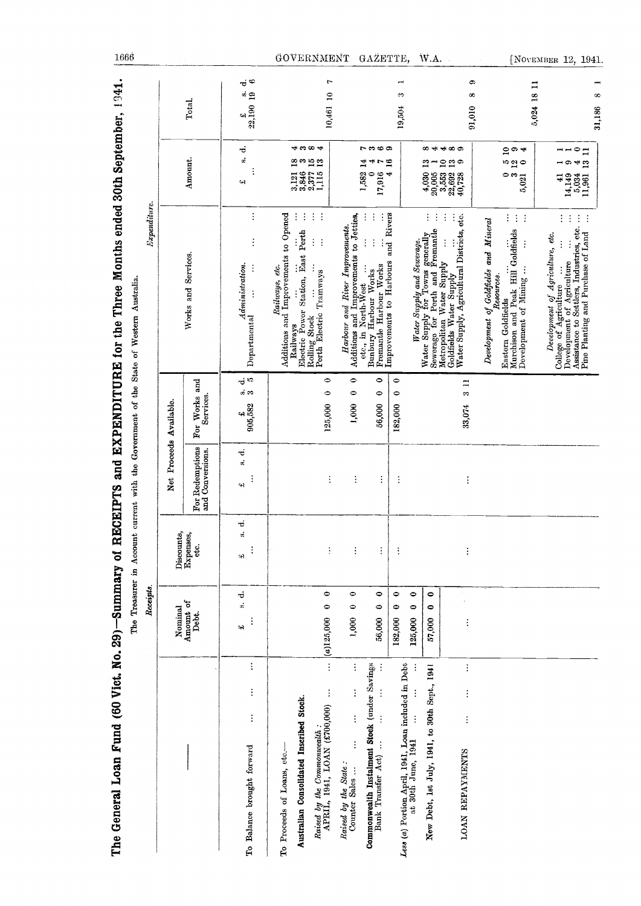# The General Loan Fund (60 Vict. No. 29)—Summary of RECEIPTS and EXPENDITURE for the Three Months ended 30th September, 1941.

The Treasurer in Account current with the Government of the State of Western Australia.

## Receipts.

| | Nominal Amount of Debt. | Discounts, Expenses, etc. | Net Proceeds Available. For Redemptions and Conversions. | Net Proceeds Available. For Works and Services. |
|---|---|---|---|---|
| | £ s. d. | £ s. d. | £ s. d. | £ s. d. |
| To Balance brought forward ... ... ... | ... | ... | ... | 905,582 3 5 |
| To Proceeds of Loans, etc.— | | | | |
| **Australian Consolidated Inscribed Stock.** | | | | |
| *Raised by the Commonwealth:* APRIL, 1941, LOAN (£700,000) ... ... | (a)125,000 0 0 | ... | ... | 125,000 0 0 |
| *Raised by the State:* Counter Sales ... ... ... ... | 1,000 0 0 | ... | ... | 1,000 0 0 |
| **Commonwealth Instalment Stock** (under Savings Bank Transfer Act) ... ... ... | 56,000 0 0 | ... | ... | 56,000 0 0 |
| | 182,000 0 0 | ... | ... | 182,000 0 0 |
| *Less* (a) Portion April, 1941, Loan included in Debt at 30th June, 1941 ... ... | 125,000 0 0 | | | |
| New Debt, 1st July, 1941, to 30th Sept., 1941 | 57,000 0 0 | | | |
| LOAN REPAYMENTS ... ... ... | ... | ... | ... | 33,074 3 11 |

## Expenditure.

| Works and Services. | Amount. | Total. |
|---|---|---|
| | £ s. d. | £ s. d. |
| *Administration.* | | |
| Departmental ... ... ... | ... | 22,190 19 6 |
| *Railways, etc.* | | |
| Additions and Improvements to Opened Railways ... ... ... | 3,121 18 4 | |
| Electric Power Station, East Perth ... | 3,846 3 3 | |
| Rolling Stock ... ... ... | 2,377 15 8 | |
| Perth Electric Tramways ... ... | 1,115 13 4 | |
| | | 10,461 10 7 |
| *Harbour and River Improvements.* | | |
| Additions and Improvements to Jetties, etc., in North-West ... ... | 1,582 14 7 | |
| Bunbury Harbour Works ... ... | 0 4 3 | |
| Fremantle Harbour Works ... ... | 17,916 7 6 | |
| Improvements to Harbours and Rivers | 4 16 9 | |
| | | 19,504 3 1 |
| *Water Supply and Sewerage.* | | |
| Water Supply for Towns generally ... | 4,030 13 8 | |
| Sewerage for Perth and Fremantle ... | 20,005 1 4 | |
| Metropolitan Water Supply ... ... | 3,553 10 4 | |
| Goldfields Water Supply ... ... | 22,692 13 8 | |
| Water Supply, Agricultural Districts, etc. | 40,728 9 9 | |
| | | 91,010 8 9 |
| *Development of Goldfields and Mineral Resources.* | | |
| Eastern Goldfields ... ... ... | 0 5 10 | |
| Murchison and Peak Hill Goldfields ... | 3 12 9 | |
| Development of Mining ... ... | 5,021 0 4 | |
| | | 5,024 18 11 |
| *Development of Agriculture, etc.* | | |
| College of Agriculture ... ... ... | 41 1 1 | |
| Development of Agriculture ... ... | 14,149 9 1 | |
| Assistance to Settlers, Industries, etc. ... | 5,034 4 0 | |
| Pine Planting and Purchase of Land ... | 11,961 13 11 | |
| | | 31,186 8 1 |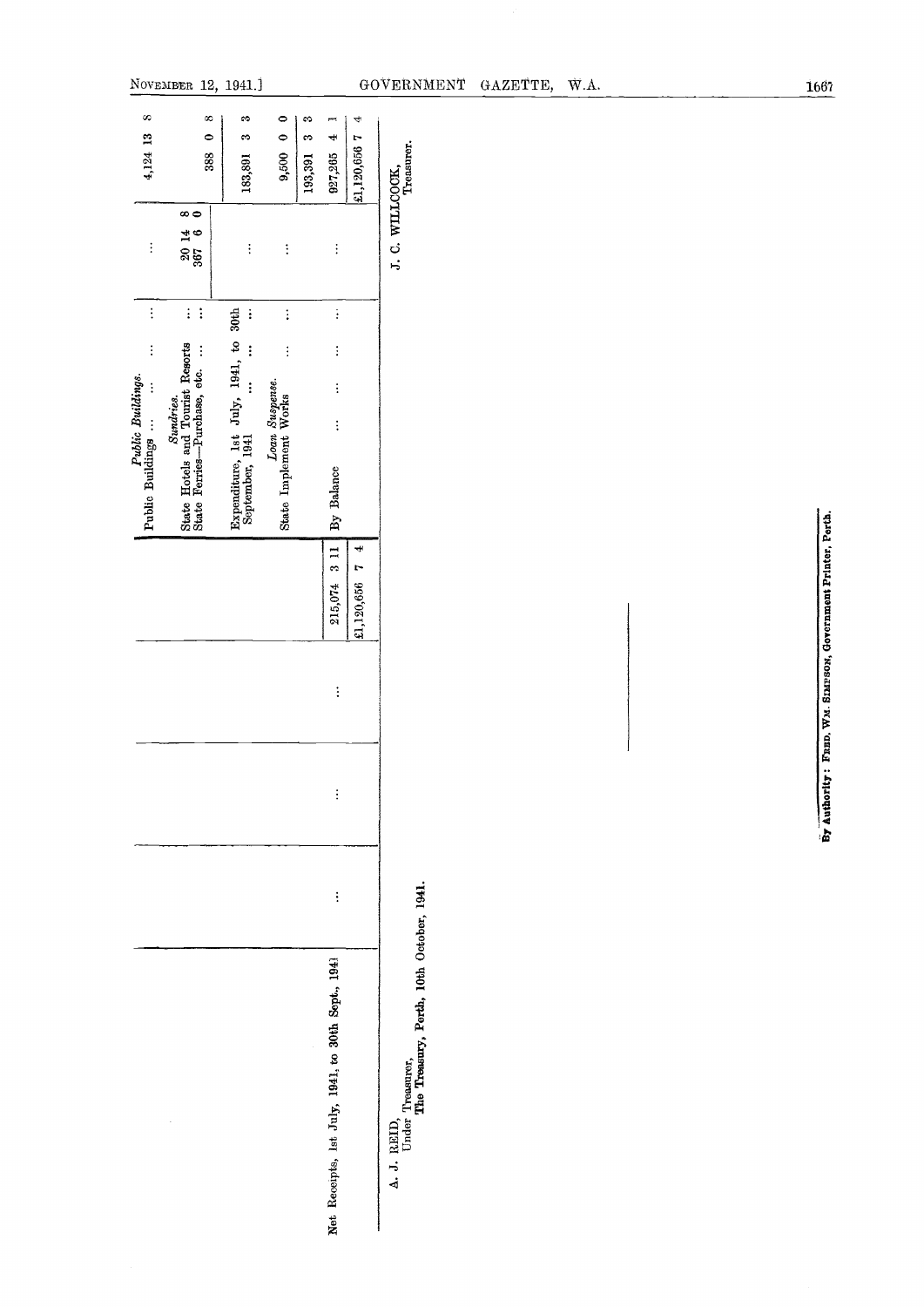| | | | | | | |
|---|---|---|---|---|---|---|
| | | | | *Public Buildings.* | | |
| | | | | Public Buildings ... ... ... ... | ... | 4,124 13 8 |
| | | | | *Sundries.* | | |
| | | | | State Hotels and Tourist Resorts ... | 20 14 8 | |
| | | | | State Ferries—Purchase, etc. ... ... | 367 6 0 | |
| | | | | | | 388 0 8 |
| | | | | Expenditure, 1st July, 1941, to 30th September, 1941 ... ... ... | ... | 183,891 3 3 |
| | | | | *Loan Suspense.* | | |
| | | | | State Implement Works ... ... ... | ... | 9,500 0 0 |
| | | | | | | 193,391 3 3 |
| Net Receipts, 1st July, 1941, to 30th Sept., 1941 | ... | ... | 215,074 3 11 | By Balance ... ... ... ... | ... | 927,265 4 1 |
| | | | £1,120,656 7 4 | | | £1,120,656 7 4 |

A. J. REID,
Under Treasurer,
The Treasury, Perth, 10th October, 1941.

J. C. WILLCOCK,
Treasurer.

By Authority: FRED. WM. SIMPSON, Government Printer, Perth.